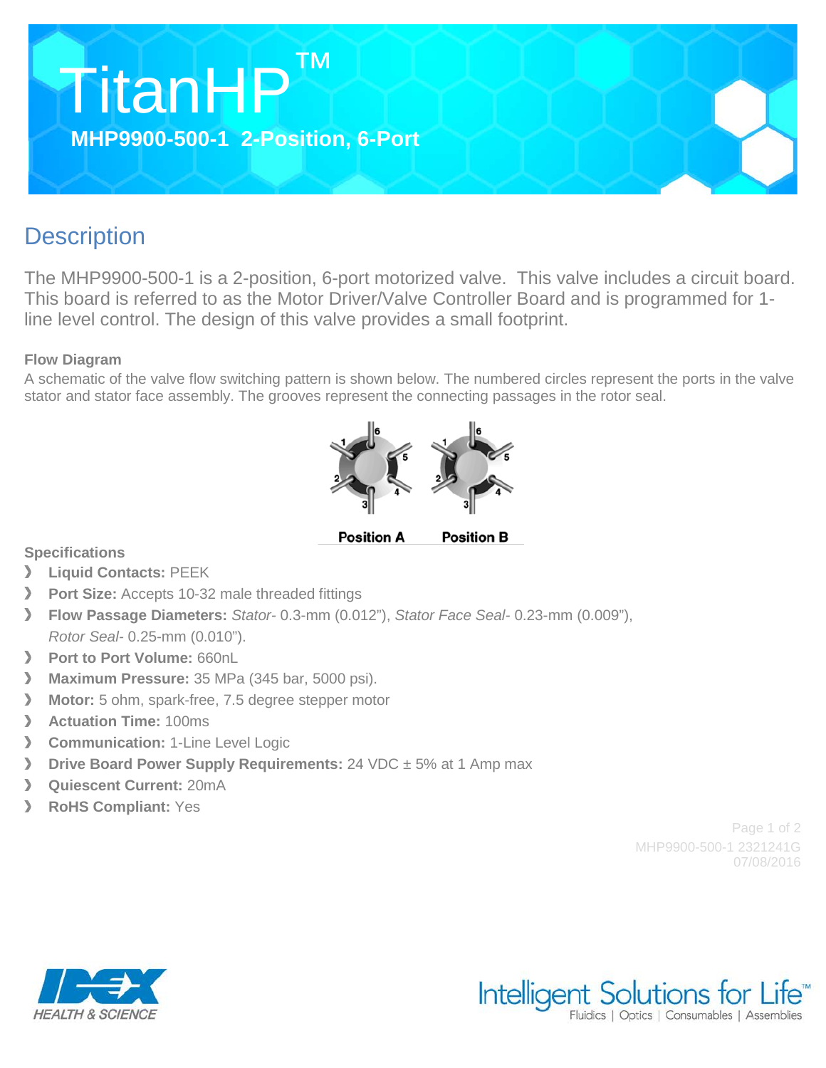# TitanHP™

**MHP9900-500-1 2-Position, 6-Port**

## Description

The MHP9900-500-1 is a 2-position, 6-port motorized valve. This valve includes a circuit board. This board is referred to as the Motor Driver/Valve Controller Board and is programmed for 1-line level control. The design of this valve provides a small footprint.

### Flow Diagram

A schematic of the valve flow switching pattern is shown below. The numbered circles represent the ports in the valve stator and stator face assembly. The grooves represent the connecting passages in the rotor seal.

**Position A** **Position B**

### Specifications

- **Liquid Contacts:** PEEK
- **Port Size:** Accepts 10-32 male threaded fittings
- **Flow Passage Diameters:** *Stator*- 0.3-mm (0.012"), *Stator Face Seal*- 0.23-mm (0.009"), *Rotor Seal*- 0.25-mm (0.010").
- **Port to Port Volume:** 660nL
- **Maximum Pressure:** 35 MPa (345 bar, 5000 psi).
- **Motor:** 5 ohm, spark-free, 7.5 degree stepper motor
- **Actuation Time:** 100ms
- **Communication:** 1-Line Level Logic
- **Drive Board Power Supply Requirements:** 24 VDC ± 5% at 1 Amp max
- **Quiescent Current:** 20mA
- **RoHS Compliant:** Yes

MHP9900-500-1 2321241G
07/08/2016

IDEX HEALTH & SCIENCE

Intelligent Solutions for Life™
Fluidics | Optics | Consumables | Assemblies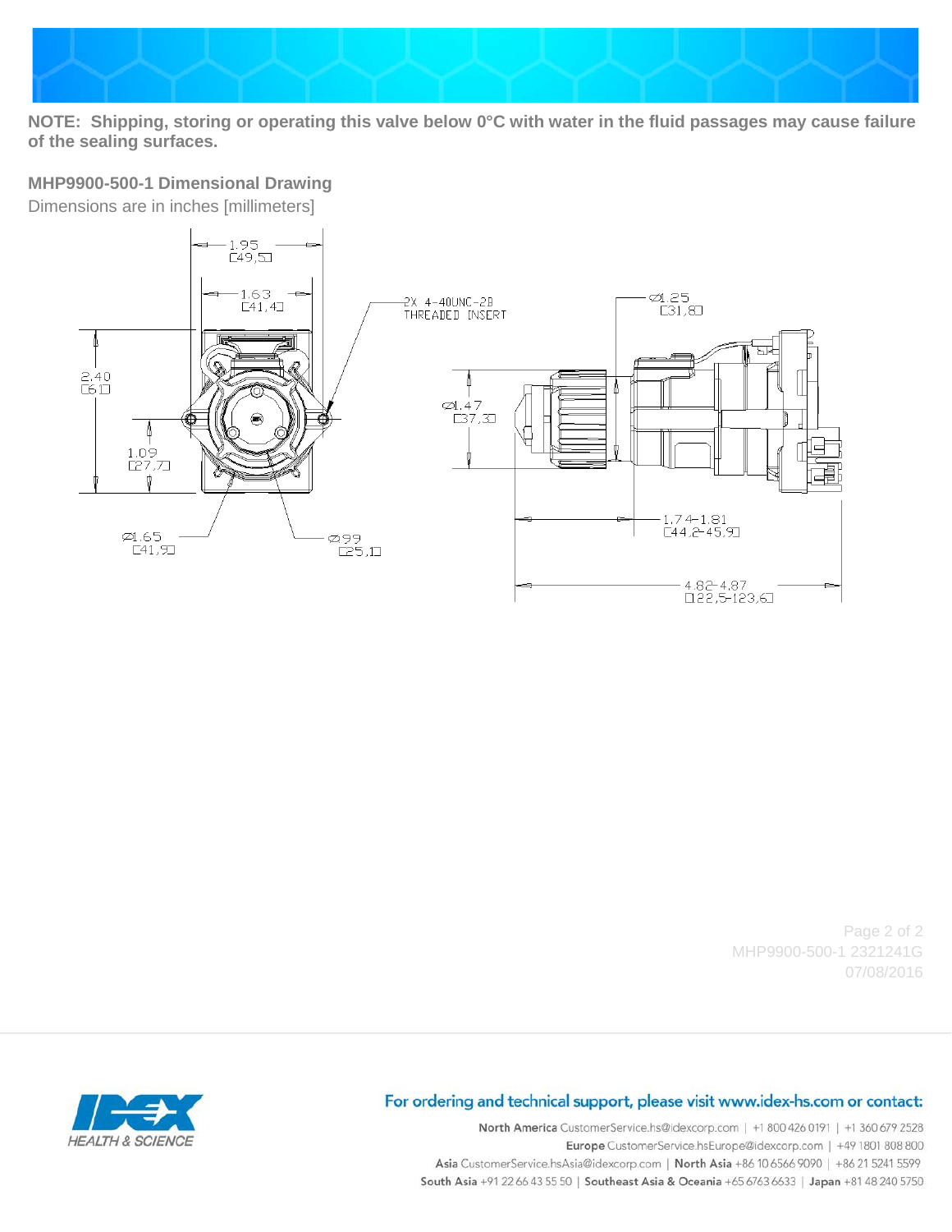**NOTE: Shipping, storing or operating this valve below 0°C with water in the fluid passages may cause failure of the sealing surfaces.**

### MHP9900-500-1 Dimensional Drawing

Dimensions are in inches [millimeters]

1.95
[49,5]

1.63
[41,4]

2X 4-40UNC-2B
THREADED INSERT

Ø1.25
[31,8]

2.40
[61]

1.09
[27,7]

Ø1.47
[37,3]

Ø1.65
[41,9]

Ø.99
[25,1]

1.74-1.81
[44,2-45,9]

4.82-4.87
[122,5-123,6]

MHP9900-500-1 2321241G
07/08/2016

For ordering and technical support, please visit www.idex-hs.com or contact:

**North America** CustomerService.hs@idexcorp.com | +1 800 426 0191 | +1 360 679 2528
**Europe** CustomerService.hsEurope@idexcorp.com | +49 1801 808 800
**Asia** CustomerService.hsAsia@idexcorp.com | **North Asia** +86 10 6566 9090 | +86 21 5241 5599
**South Asia** +91 22 66 43 55 50 | **Southeast Asia & Oceania** +65 6763 6633 | **Japan** +81 48 240 5750